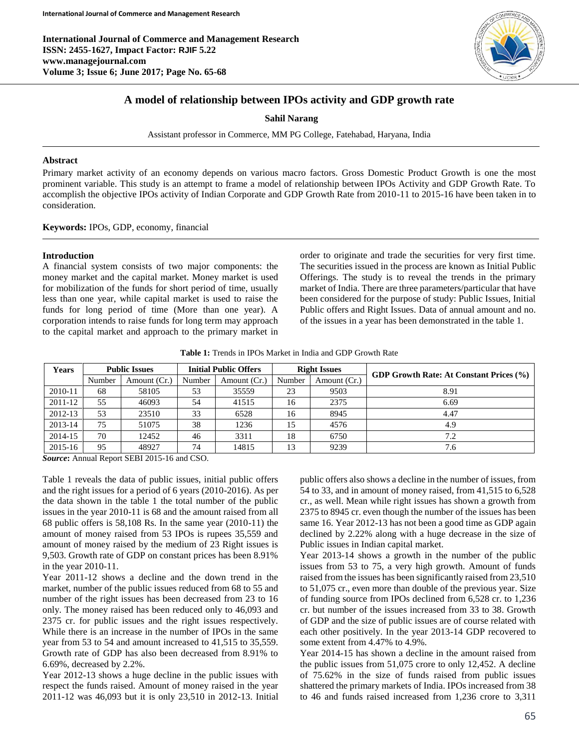# A model of relationship between IPOs activity and GDP growth rate

**Sahil Narang**

Assistant professor in Commerce, MM PG College, Fatehabad, Haryana, India

## Abstract

Primary market activity of an economy depends on various macro factors. Gross Domestic Product Growth is one the most prominent variable. This study is an attempt to frame a model of relationship between IPOs Activity and GDP Growth Rate. To accomplish the objective IPOs activity of Indian Corporate and GDP Growth Rate from 2010-11 to 2015-16 have been taken in to consideration.

**Keywords:** IPOs, GDP, economy, financial

## Introduction

A financial system consists of two major components: the money market and the capital market. Money market is used for mobilization of the funds for short period of time, usually less than one year, while capital market is used to raise the funds for long period of time (More than one year). A corporation intends to raise funds for long term may approach to the capital market and approach to the primary market in order to originate and trade the securities for very first time. The securities issued in the process are known as Initial Public Offerings. The study is to reveal the trends in the primary market of India. There are three parameters/particular that have been considered for the purpose of study: Public Issues, Initial Public offers and Right Issues. Data of annual amount and no. of the issues in a year has been demonstrated in the table 1.

**Table 1:** Trends in IPOs Market in India and GDP Growth Rate

| Years | Public Issues | | Initial Public Offers | | Right Issues | | GDP Growth Rate: At Constant Prices (%) |
|---|---|---|---|---|---|---|---|
| | Number | Amount (Cr.) | Number | Amount (Cr.) | Number | Amount (Cr.) | |
| 2010-11 | 68 | 58105 | 53 | 35559 | 23 | 9503 | 8.91 |
| 2011-12 | 55 | 46093 | 54 | 41515 | 16 | 2375 | 6.69 |
| 2012-13 | 53 | 23510 | 33 | 6528 | 16 | 8945 | 4.47 |
| 2013-14 | 75 | 51075 | 38 | 1236 | 15 | 4576 | 4.9 |
| 2014-15 | 70 | 12452 | 46 | 3311 | 18 | 6750 | 7.2 |
| 2015-16 | 95 | 48927 | 74 | 14815 | 13 | 9239 | 7.6 |

***Source*:** Annual Report SEBI 2015-16 and CSO.

Table 1 reveals the data of public issues, initial public offers and the right issues for a period of 6 years (2010-2016). As per the data shown in the table 1 the total number of the public issues in the year 2010-11 is 68 and the amount raised from all 68 public offers is 58,108 Rs. In the same year (2010-11) the amount of money raised from 53 IPOs is rupees 35,559 and amount of money raised by the medium of 23 Right issues is 9,503. Growth rate of GDP on constant prices has been 8.91% in the year 2010-11.

Year 2011-12 shows a decline and the down trend in the market, number of the public issues reduced from 68 to 55 and number of the right issues has been decreased from 23 to 16 only. The money raised has been reduced only to 46,093 and 2375 cr. for public issues and the right issues respectively. While there is an increase in the number of IPOs in the same year from 53 to 54 and amount increased to 41,515 to 35,559. Growth rate of GDP has also been decreased from 8.91% to 6.69%, decreased by 2.2%.

Year 2012-13 shows a huge decline in the public issues with respect the funds raised. Amount of money raised in the year 2011-12 was 46,093 but it is only 23,510 in 2012-13. Initial public offers also shows a decline in the number of issues, from 54 to 33, and in amount of money raised, from 41,515 to 6,528 cr., as well. Mean while right issues has shown a growth from 2375 to 8945 cr. even though the number of the issues has been same 16. Year 2012-13 has not been a good time as GDP again declined by 2.22% along with a huge decrease in the size of Public issues in Indian capital market.

Year 2013-14 shows a growth in the number of the public issues from 53 to 75, a very high growth. Amount of funds raised from the issues has been significantly raised from 23,510 to 51,075 cr., even more than double of the previous year. Size of funding source from IPOs declined from 6,528 cr. to 1,236 cr. but number of the issues increased from 33 to 38. Growth of GDP and the size of public issues are of course related with each other positively. In the year 2013-14 GDP recovered to some extent from 4.47% to 4.9%.

Year 2014-15 has shown a decline in the amount raised from the public issues from 51,075 crore to only 12,452. A decline of 75.62% in the size of funds raised from public issues shattered the primary markets of India. IPOs increased from 38 to 46 and funds raised increased from 1,236 crore to 3,311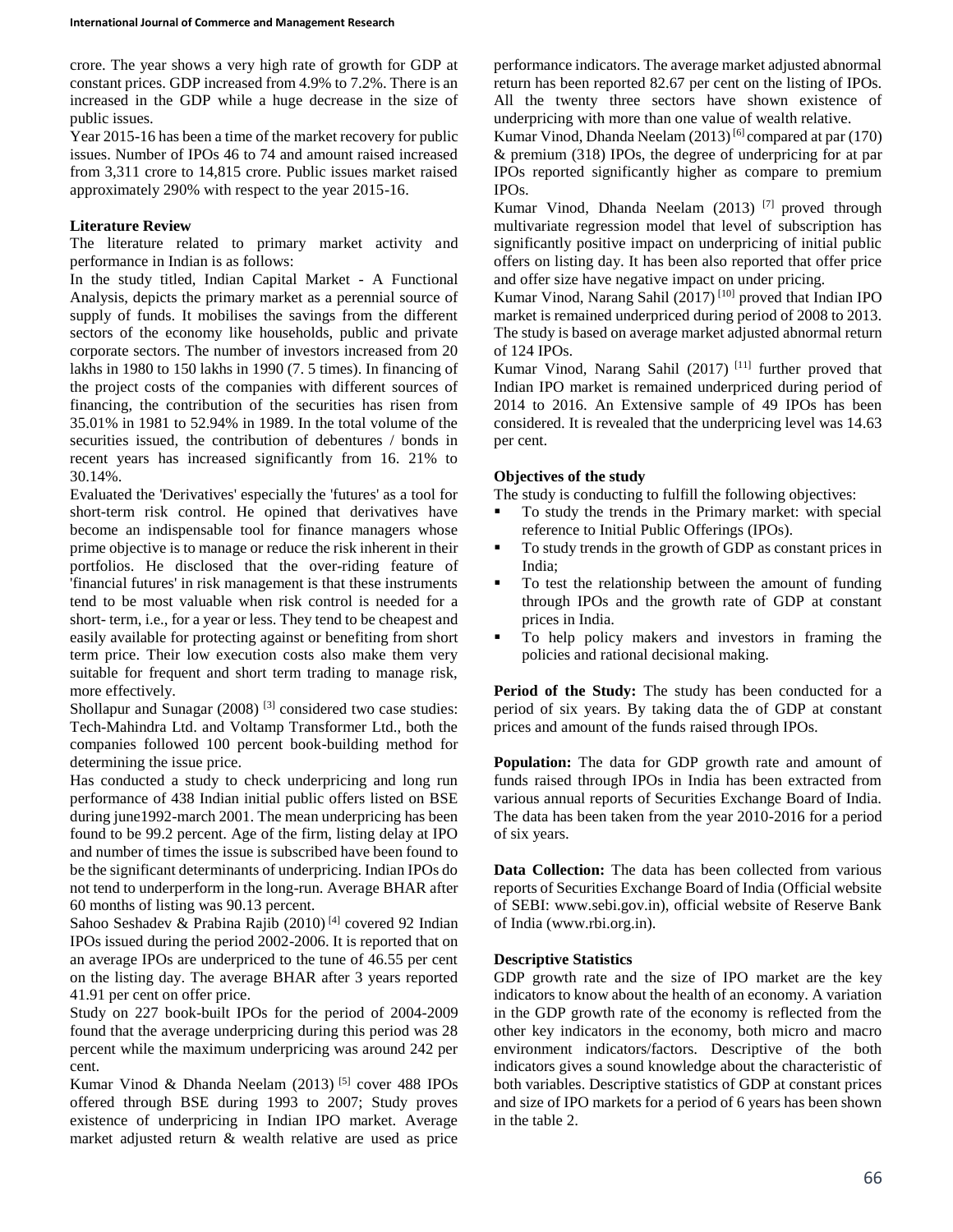crore. The year shows a very high rate of growth for GDP at constant prices. GDP increased from 4.9% to 7.2%. There is an increased in the GDP while a huge decrease in the size of public issues.

Year 2015-16 has been a time of the market recovery for public issues. Number of IPOs 46 to 74 and amount raised increased from 3,311 crore to 14,815 crore. Public issues market raised approximately 290% with respect to the year 2015-16.

### Literature Review

The literature related to primary market activity and performance in Indian is as follows:

In the study titled, Indian Capital Market - A Functional Analysis, depicts the primary market as a perennial source of supply of funds. It mobilises the savings from the different sectors of the economy like households, public and private corporate sectors. The number of investors increased from 20 lakhs in 1980 to 150 lakhs in 1990 (7. 5 times). In financing of the project costs of the companies with different sources of financing, the contribution of the securities has risen from 35.01% in 1981 to 52.94% in 1989. In the total volume of the securities issued, the contribution of debentures / bonds in recent years has increased significantly from 16. 21% to 30.14%.

Evaluated the 'Derivatives' especially the 'futures' as a tool for short-term risk control. He opined that derivatives have become an indispensable tool for finance managers whose prime objective is to manage or reduce the risk inherent in their portfolios. He disclosed that the over-riding feature of 'financial futures' in risk management is that these instruments tend to be most valuable when risk control is needed for a short- term, i.e., for a year or less. They tend to be cheapest and easily available for protecting against or benefiting from short term price. Their low execution costs also make them very suitable for frequent and short term trading to manage risk, more effectively.

Shollapur and Sunagar (2008) [3] considered two case studies: Tech-Mahindra Ltd. and Voltamp Transformer Ltd., both the companies followed 100 percent book-building method for determining the issue price.

Has conducted a study to check underpricing and long run performance of 438 Indian initial public offers listed on BSE during june1992-march 2001. The mean underpricing has been found to be 99.2 percent. Age of the firm, listing delay at IPO and number of times the issue is subscribed have been found to be the significant determinants of underpricing. Indian IPOs do not tend to underperform in the long-run. Average BHAR after 60 months of listing was 90.13 percent.

Sahoo Seshadev & Prabina Rajib (2010) [4] covered 92 Indian IPOs issued during the period 2002-2006. It is reported that on an average IPOs are underpriced to the tune of 46.55 per cent on the listing day. The average BHAR after 3 years reported 41.91 per cent on offer price.

Study on 227 book-built IPOs for the period of 2004-2009 found that the average underpricing during this period was 28 percent while the maximum underpricing was around 242 per cent.

Kumar Vinod & Dhanda Neelam (2013) [5] cover 488 IPOs offered through BSE during 1993 to 2007; Study proves existence of underpricing in Indian IPO market. Average market adjusted return & wealth relative are used as price performance indicators. The average market adjusted abnormal return has been reported 82.67 per cent on the listing of IPOs. All the twenty three sectors have shown existence of underpricing with more than one value of wealth relative.

Kumar Vinod, Dhanda Neelam (2013) [6] compared at par (170) & premium (318) IPOs, the degree of underpricing for at par IPOs reported significantly higher as compare to premium IPOs.

Kumar Vinod, Dhanda Neelam (2013) [7] proved through multivariate regression model that level of subscription has significantly positive impact on underpricing of initial public offers on listing day. It has been also reported that offer price and offer size have negative impact on under pricing.

Kumar Vinod, Narang Sahil (2017) [10] proved that Indian IPO market is remained underpriced during period of 2008 to 2013. The study is based on average market adjusted abnormal return of 124 IPOs.

Kumar Vinod, Narang Sahil (2017) [11] further proved that Indian IPO market is remained underpriced during period of 2014 to 2016. An Extensive sample of 49 IPOs has been considered. It is revealed that the underpricing level was 14.63 per cent.

### Objectives of the study

The study is conducting to fulfill the following objectives:

- To study the trends in the Primary market: with special reference to Initial Public Offerings (IPOs).
- To study trends in the growth of GDP as constant prices in India;
- To test the relationship between the amount of funding through IPOs and the growth rate of GDP at constant prices in India.
- To help policy makers and investors in framing the policies and rational decisional making.

**Period of the Study:** The study has been conducted for a period of six years. By taking data the of GDP at constant prices and amount of the funds raised through IPOs.

**Population:** The data for GDP growth rate and amount of funds raised through IPOs in India has been extracted from various annual reports of Securities Exchange Board of India. The data has been taken from the year 2010-2016 for a period of six years.

**Data Collection:** The data has been collected from various reports of Securities Exchange Board of India (Official website of SEBI: www.sebi.gov.in), official website of Reserve Bank of India (www.rbi.org.in).

### Descriptive Statistics

GDP growth rate and the size of IPO market are the key indicators to know about the health of an economy. A variation in the GDP growth rate of the economy is reflected from the other key indicators in the economy, both micro and macro environment indicators/factors. Descriptive of the both indicators gives a sound knowledge about the characteristic of both variables. Descriptive statistics of GDP at constant prices and size of IPO markets for a period of 6 years has been shown in the table 2.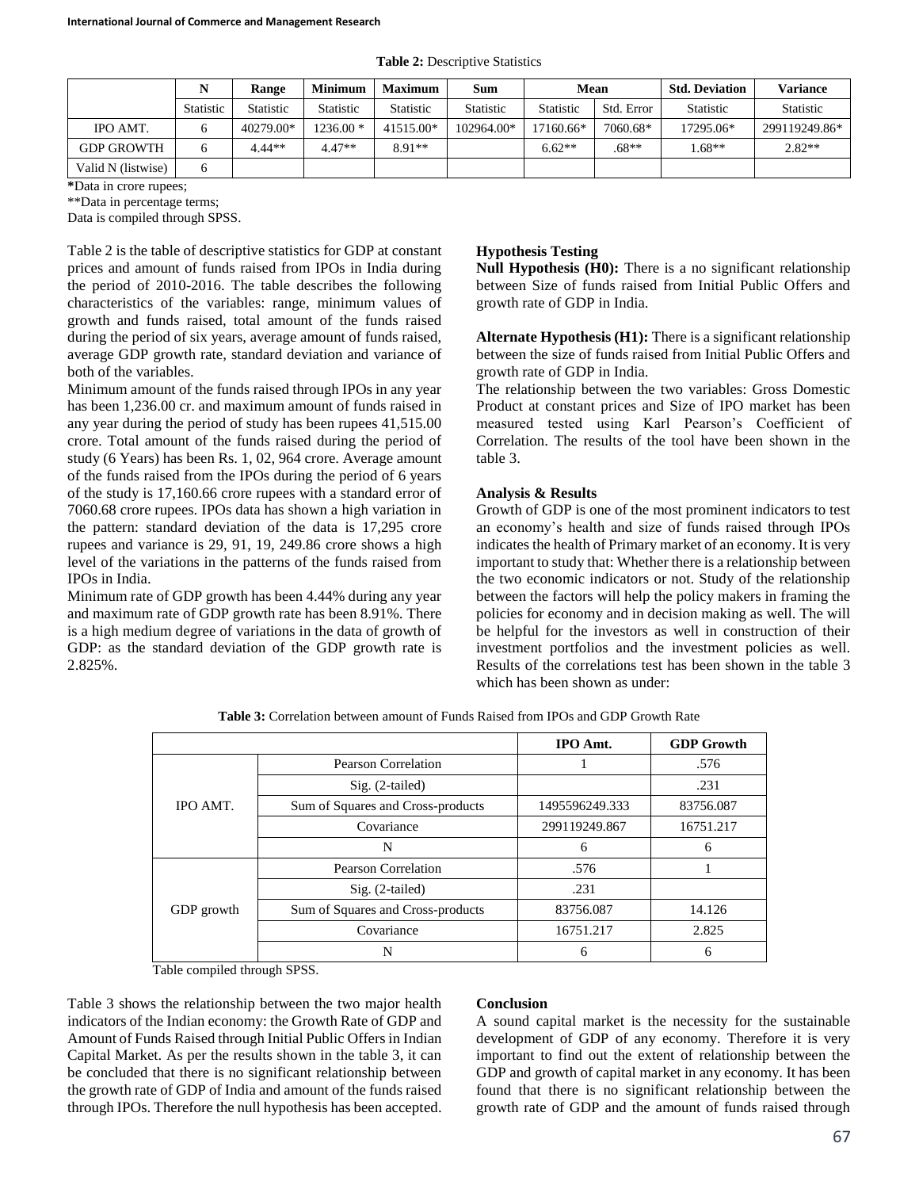**Table 2:** Descriptive Statistics

| | N | Range | Minimum | Maximum | Sum | Mean | | Std. Deviation | Variance |
|---|---|---|---|---|---|---|---|---|---|
| | Statistic | Statistic | Statistic | Statistic | Statistic | Statistic | Std. Error | Statistic | Statistic |
| IPO AMT. | 6 | 40279.00* | 1236.00 * | 41515.00* | 102964.00* | 17160.66* | 7060.68* | 17295.06* | 299119249.86* |
| GDP GROWTH | 6 | 4.44** | 4.47** | 8.91** | | 6.62** | .68** | 1.68** | 2.82** |
| Valid N (listwise) | 6 | | | | | | | | |

**\***Data in crore rupees;

\*\*Data in percentage terms;

Data is compiled through SPSS.

Table 2 is the table of descriptive statistics for GDP at constant prices and amount of funds raised from IPOs in India during the period of 2010-2016. The table describes the following characteristics of the variables: range, minimum values of growth and funds raised, total amount of the funds raised during the period of six years, average amount of funds raised, average GDP growth rate, standard deviation and variance of both of the variables.

Minimum amount of the funds raised through IPOs in any year has been 1,236.00 cr. and maximum amount of funds raised in any year during the period of study has been rupees 41,515.00 crore. Total amount of the funds raised during the period of study (6 Years) has been Rs. 1, 02, 964 crore. Average amount of the funds raised from the IPOs during the period of 6 years of the study is 17,160.66 crore rupees with a standard error of 7060.68 crore rupees. IPOs data has shown a high variation in the pattern: standard deviation of the data is 17,295 crore rupees and variance is 29, 91, 19, 249.86 crore shows a high level of the variations in the patterns of the funds raised from IPOs in India.

Minimum rate of GDP growth has been 4.44% during any year and maximum rate of GDP growth rate has been 8.91%. There is a high medium degree of variations in the data of growth of GDP: as the standard deviation of the GDP growth rate is 2.825%.

### Hypothesis Testing

**Null Hypothesis (H0):** There is a no significant relationship between Size of funds raised from Initial Public Offers and growth rate of GDP in India.

**Alternate Hypothesis (H1):** There is a significant relationship between the size of funds raised from Initial Public Offers and growth rate of GDP in India.

The relationship between the two variables: Gross Domestic Product at constant prices and Size of IPO market has been measured tested using Karl Pearson's Coefficient of Correlation. The results of the tool have been shown in the table 3.

### Analysis & Results

Growth of GDP is one of the most prominent indicators to test an economy's health and size of funds raised through IPOs indicates the health of Primary market of an economy. It is very important to study that: Whether there is a relationship between the two economic indicators or not. Study of the relationship between the factors will help the policy makers in framing the policies for economy and in decision making as well. The will be helpful for the investors as well in construction of their investment portfolios and the investment policies as well. Results of the correlations test has been shown in the table 3 which has been shown as under:

**Table 3:** Correlation between amount of Funds Raised from IPOs and GDP Growth Rate

| | | IPO Amt. | GDP Growth |
|---|---|---|---|
| IPO AMT. | Pearson Correlation | 1 | .576 |
| | Sig. (2-tailed) | | .231 |
| | Sum of Squares and Cross-products | 1495596249.333 | 83756.087 |
| | Covariance | 299119249.867 | 16751.217 |
| | N | 6 | 6 |
| GDP growth | Pearson Correlation | .576 | 1 |
| | Sig. (2-tailed) | .231 | |
| | Sum of Squares and Cross-products | 83756.087 | 14.126 |
| | Covariance | 16751.217 | 2.825 |
| | N | 6 | 6 |

Table compiled through SPSS.

Table 3 shows the relationship between the two major health indicators of the Indian economy: the Growth Rate of GDP and Amount of Funds Raised through Initial Public Offers in Indian Capital Market. As per the results shown in the table 3, it can be concluded that there is no significant relationship between the growth rate of GDP of India and amount of the funds raised through IPOs. Therefore the null hypothesis has been accepted.

### Conclusion

A sound capital market is the necessity for the sustainable development of GDP of any economy. Therefore it is very important to find out the extent of relationship between the GDP and growth of capital market in any economy. It has been found that there is no significant relationship between the growth rate of GDP and the amount of funds raised through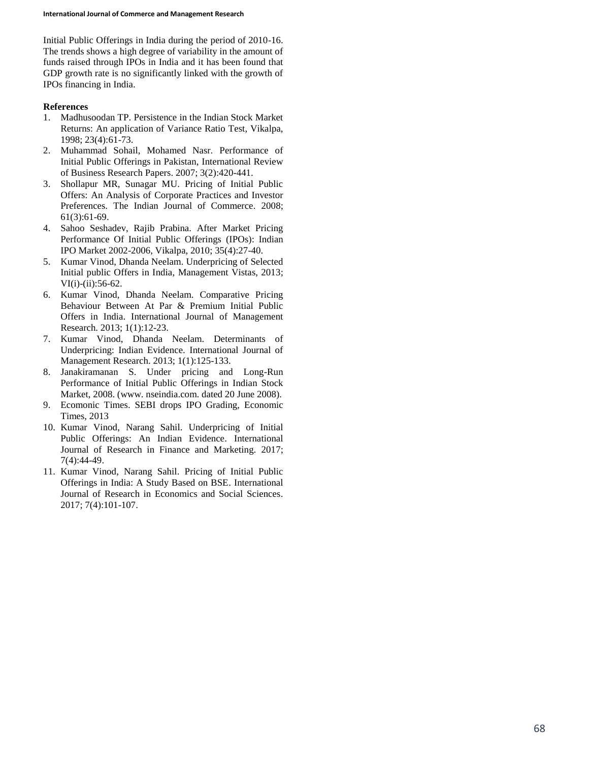Initial Public Offerings in India during the period of 2010-16. The trends shows a high degree of variability in the amount of funds raised through IPOs in India and it has been found that GDP growth rate is no significantly linked with the growth of IPOs financing in India.

## References

1. Madhusoodan TP. Persistence in the Indian Stock Market Returns: An application of Variance Ratio Test, Vikalpa, 1998; 23(4):61-73.
2. Muhammad Sohail, Mohamed Nasr. Performance of Initial Public Offerings in Pakistan, International Review of Business Research Papers. 2007; 3(2):420-441.
3. Shollapur MR, Sunagar MU. Pricing of Initial Public Offers: An Analysis of Corporate Practices and Investor Preferences. The Indian Journal of Commerce. 2008; 61(3):61-69.
4. Sahoo Seshadev, Rajib Prabina. After Market Pricing Performance Of Initial Public Offerings (IPOs): Indian IPO Market 2002-2006, Vikalpa, 2010; 35(4):27-40.
5. Kumar Vinod, Dhanda Neelam. Underpricing of Selected Initial public Offers in India, Management Vistas, 2013; VI(i)-(ii):56-62.
6. Kumar Vinod, Dhanda Neelam. Comparative Pricing Behaviour Between At Par & Premium Initial Public Offers in India. International Journal of Management Research. 2013; 1(1):12-23.
7. Kumar Vinod, Dhanda Neelam. Determinants of Underpricing: Indian Evidence. International Journal of Management Research. 2013; 1(1):125-133.
8. Janakiramanan S. Under pricing and Long-Run Performance of Initial Public Offerings in Indian Stock Market, 2008. (www. nseindia.com. dated 20 June 2008).
9. Ecomonic Times. SEBI drops IPO Grading, Economic Times, 2013
10. Kumar Vinod, Narang Sahil. Underpricing of Initial Public Offerings: An Indian Evidence. International Journal of Research in Finance and Marketing. 2017; 7(4):44-49.
11. Kumar Vinod, Narang Sahil. Pricing of Initial Public Offerings in India: A Study Based on BSE. International Journal of Research in Economics and Social Sciences. 2017; 7(4):101-107.